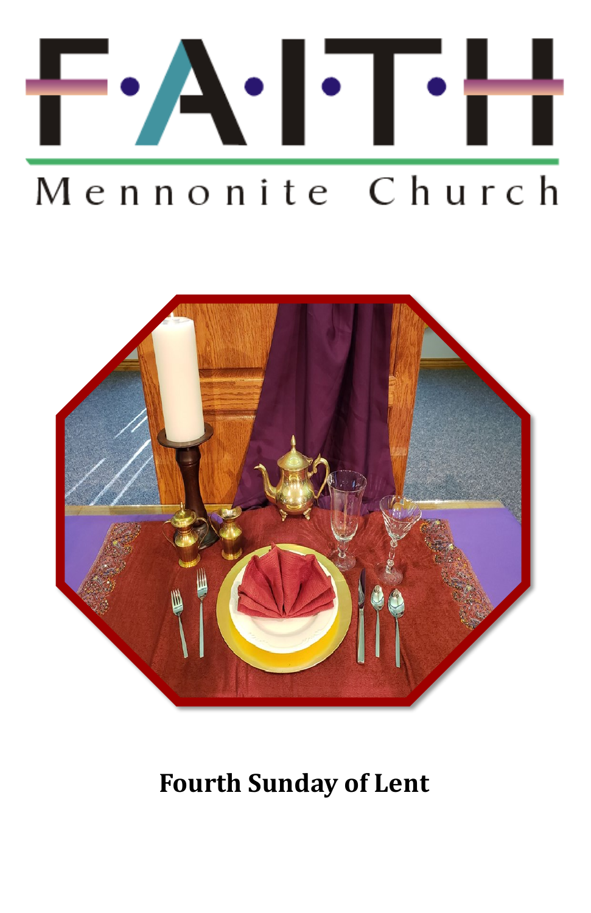# F·A·I·T·H

## Mennonite Church

**Fourth Sunday of Lent**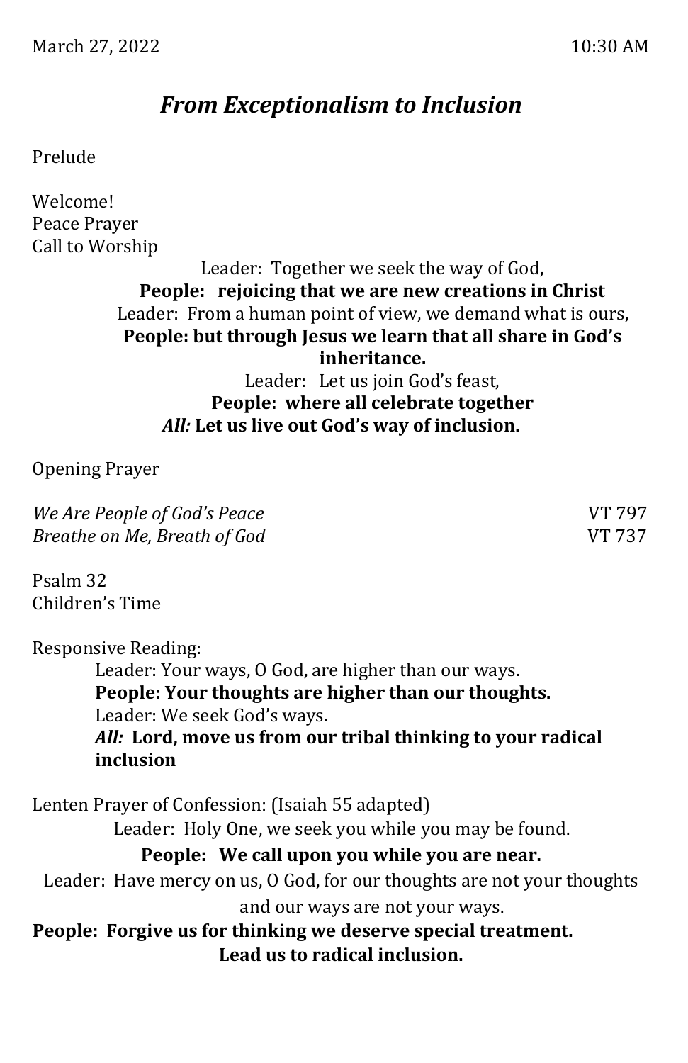March 27, 2022 10:30 AM

## *From Exceptionalism to Inclusion*

Prelude

Welcome!
Peace Prayer
Call to Worship

Leader: Together we seek the way of God,
**People: rejoicing that we are new creations in Christ**
Leader: From a human point of view, we demand what is ours,
**People: but through Jesus we learn that all share in God's inheritance.**
Leader: Let us join God's feast,
**People: where all celebrate together**
***All:*** **Let us live out God's way of inclusion.**

Opening Prayer

*We Are People of God's Peace* VT 797
*Breathe on Me, Breath of God* VT 737

Psalm 32
Children's Time

Responsive Reading:

Leader: Your ways, O God, are higher than our ways.
**People: Your thoughts are higher than our thoughts.**
Leader: We seek God's ways.
***All:*** **Lord, move us from our tribal thinking to your radical inclusion**

Lenten Prayer of Confession: (Isaiah 55 adapted)

Leader: Holy One, we seek you while you may be found.
**People: We call upon you while you are near.**
Leader: Have mercy on us, O God, for our thoughts are not your thoughts and our ways are not your ways.
**People: Forgive us for thinking we deserve special treatment. Lead us to radical inclusion.**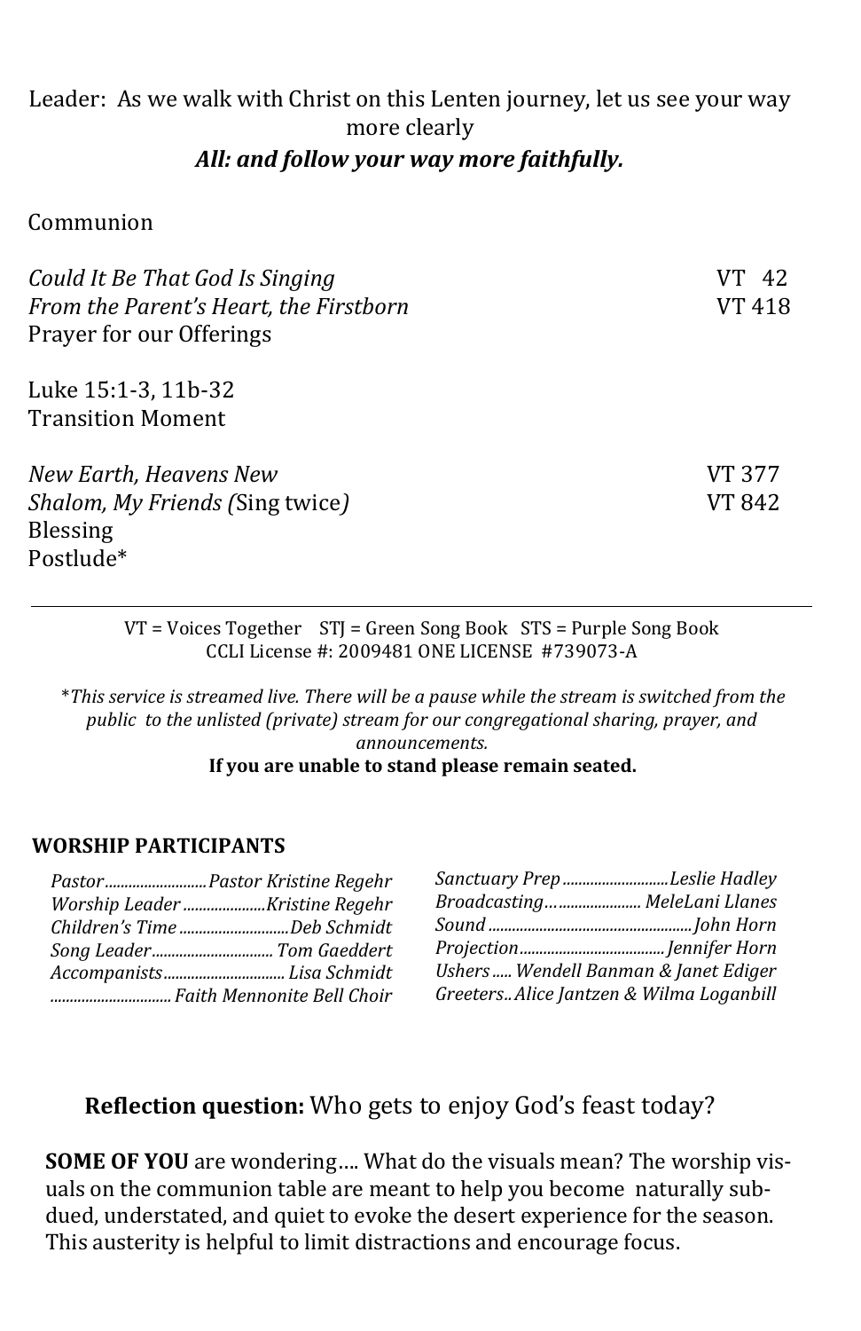Leader: As we walk with Christ on this Lenten journey, let us see your way more clearly

***All: and follow your way more faithfully.***

Communion

*Could It Be That God Is Singing* VT 42
*From the Parent's Heart, the Firstborn* VT 418
Prayer for our Offerings

Luke 15:1-3, 11b-32
Transition Moment

*New Earth, Heavens New* VT 377
*Shalom, My Friends (*Sing twice*)* VT 842
Blessing
Postlude*

---

VT = Voices Together STJ = Green Song Book STS = Purple Song Book
CCLI License #: 2009481 ONE LICENSE #739073-A

*\*This service is streamed live. There will be a pause while the stream is switched from the public to the unlisted (private) stream for our congregational sharing, prayer, and announcements.*

**If you are unable to stand please remain seated.**

## WORSHIP PARTICIPANTS

*Pastor..........................Pastor Kristine Regehr*
*Worship Leader .....................Kristine Regehr*
*Children's Time ............................Deb Schmidt*
*Song Leader............................... Tom Gaeddert*
*Accompanists.............................. Lisa Schmidt*
*.............................. Faith Mennonite Bell Choir*

*Sanctuary Prep ...........................Leslie Hadley*
*Broadcasting…..................... MeleLani Llanes*
*Sound ....................................................John Horn*
*Projection.....................................Jennifer Horn*
*Ushers ..... Wendell Banman & Janet Ediger*
*Greeters.. Alice Jantzen & Wilma Loganbill*

**Reflection question:** Who gets to enjoy God's feast today?

**SOME OF YOU** are wondering…. What do the visuals mean? The worship visuals on the communion table are meant to help you become naturally subdued, understated, and quiet to evoke the desert experience for the season. This austerity is helpful to limit distractions and encourage focus.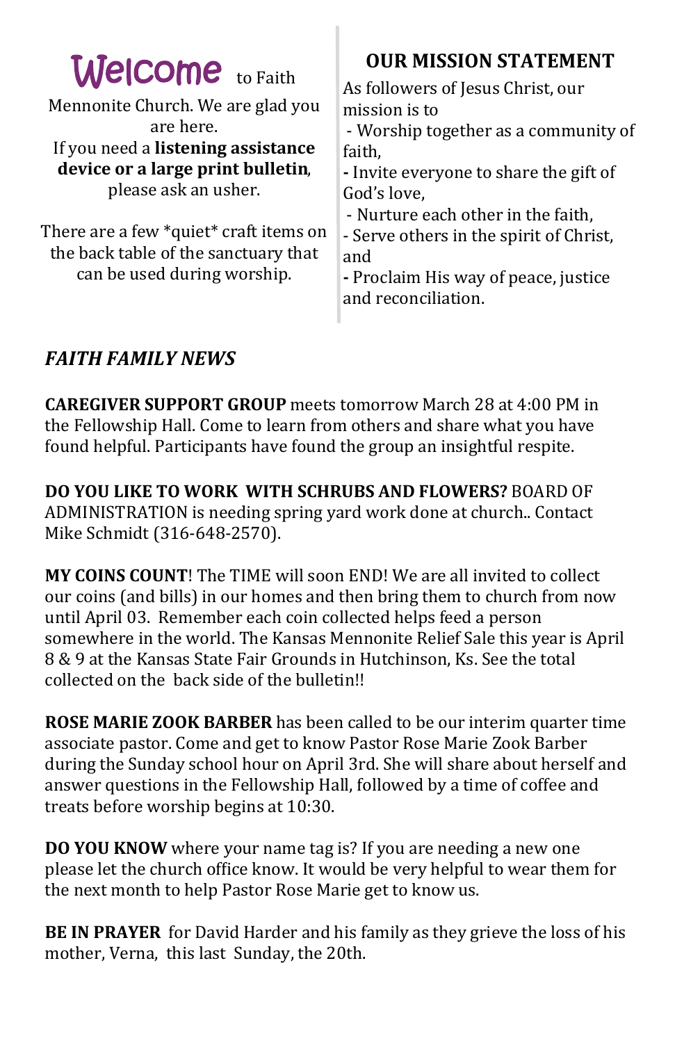**Welcome** to Faith Mennonite Church. We are glad you are here.
If you need a **listening assistance device or a large print bulletin**, please ask an usher.

There are a few *quiet* craft items on the back table of the sanctuary that can be used during worship.

## OUR MISSION STATEMENT

As followers of Jesus Christ, our mission is to

- Worship together as a community of faith,
- Invite everyone to share the gift of God's love,
- Nurture each other in the faith,
- Serve others in the spirit of Christ, and
- Proclaim His way of peace, justice and reconciliation.

## *FAITH FAMILY NEWS*

**CAREGIVER SUPPORT GROUP** meets tomorrow March 28 at 4:00 PM in the Fellowship Hall. Come to learn from others and share what you have found helpful. Participants have found the group an insightful respite.

**DO YOU LIKE TO WORK WITH SCHRUBS AND FLOWERS?** BOARD OF ADMINISTRATION is needing spring yard work done at church.. Contact Mike Schmidt (316-648-2570).

**MY COINS COUNT**! The TIME will soon END! We are all invited to collect our coins (and bills) in our homes and then bring them to church from now until April 03. Remember each coin collected helps feed a person somewhere in the world. The Kansas Mennonite Relief Sale this year is April 8 & 9 at the Kansas State Fair Grounds in Hutchinson, Ks. See the total collected on the back side of the bulletin!!

**ROSE MARIE ZOOK BARBER** has been called to be our interim quarter time associate pastor. Come and get to know Pastor Rose Marie Zook Barber during the Sunday school hour on April 3rd. She will share about herself and answer questions in the Fellowship Hall, followed by a time of coffee and treats before worship begins at 10:30.

**DO YOU KNOW** where your name tag is? If you are needing a new one please let the church office know. It would be very helpful to wear them for the next month to help Pastor Rose Marie get to know us.

**BE IN PRAYER** for David Harder and his family as they grieve the loss of his mother, Verna, this last Sunday, the 20th.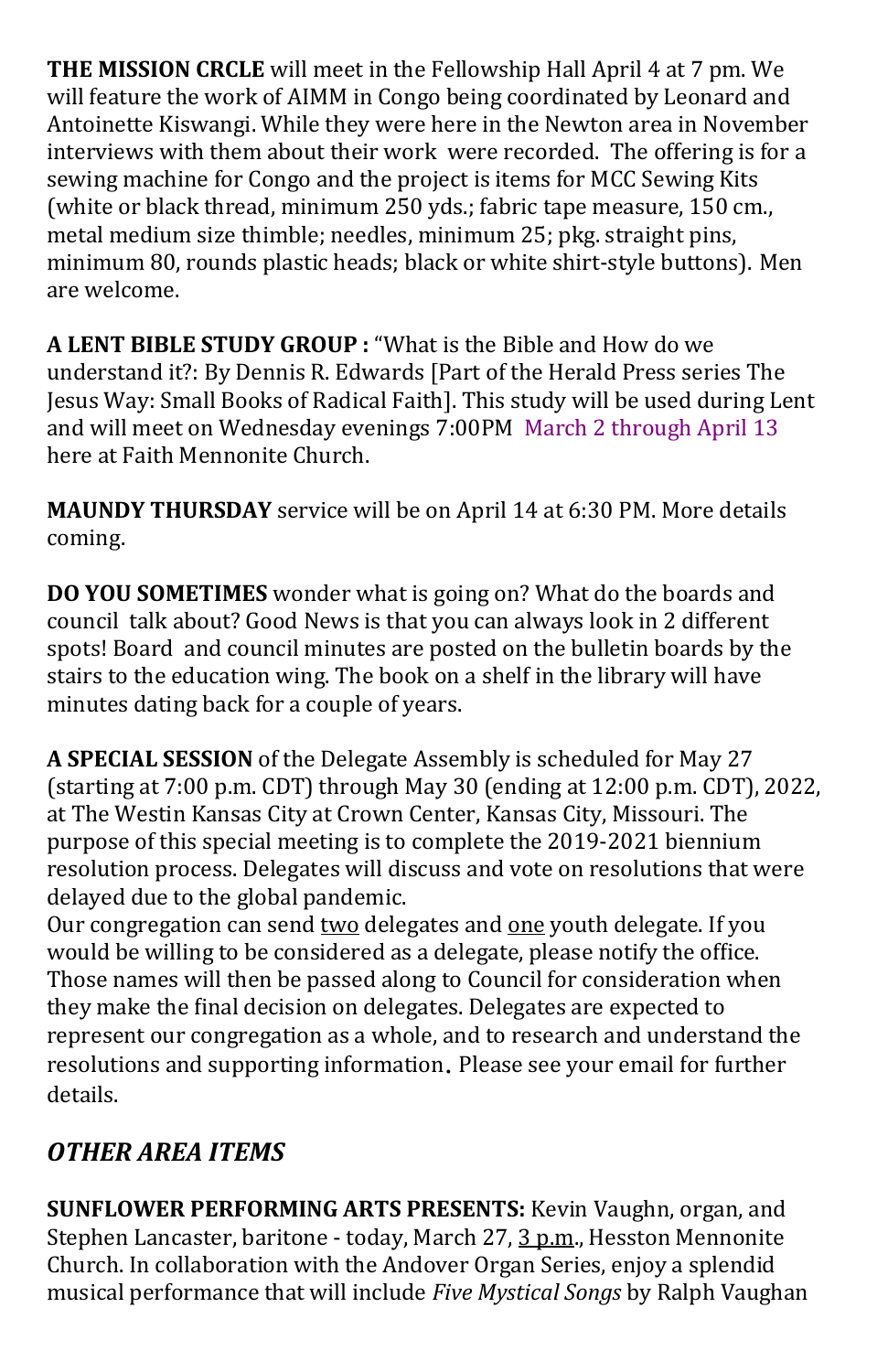**THE MISSION CRCLE** will meet in the Fellowship Hall April 4 at 7 pm. We will feature the work of AIMM in Congo being coordinated by Leonard and Antoinette Kiswangi. While they were here in the Newton area in November interviews with them about their work were recorded. The offering is for a sewing machine for Congo and the project is items for MCC Sewing Kits (white or black thread, minimum 250 yds.; fabric tape measure, 150 cm., metal medium size thimble; needles, minimum 25; pkg. straight pins, minimum 80, rounds plastic heads; black or white shirt-style buttons). Men are welcome.

**A LENT BIBLE STUDY GROUP :** "What is the Bible and How do we understand it?: By Dennis R. Edwards [Part of the Herald Press series The Jesus Way: Small Books of Radical Faith]. This study will be used during Lent and will meet on Wednesday evenings 7:00PM March 2 through April 13 here at Faith Mennonite Church.

**MAUNDY THURSDAY** service will be on April 14 at 6:30 PM. More details coming.

**DO YOU SOMETIMES** wonder what is going on? What do the boards and council talk about? Good News is that you can always look in 2 different spots! Board and council minutes are posted on the bulletin boards by the stairs to the education wing. The book on a shelf in the library will have minutes dating back for a couple of years.

**A SPECIAL SESSION** of the Delegate Assembly is scheduled for May 27 (starting at 7:00 p.m. CDT) through May 30 (ending at 12:00 p.m. CDT), 2022, at The Westin Kansas City at Crown Center, Kansas City, Missouri. The purpose of this special meeting is to complete the 2019-2021 biennium resolution process. Delegates will discuss and vote on resolutions that were delayed due to the global pandemic.
Our congregation can send two delegates and one youth delegate. If you would be willing to be considered as a delegate, please notify the office. Those names will then be passed along to Council for consideration when they make the final decision on delegates. Delegates are expected to represent our congregation as a whole, and to research and understand the resolutions and supporting information. Please see your email for further details.

## *OTHER AREA ITEMS*

**SUNFLOWER PERFORMING ARTS PRESENTS:** Kevin Vaughn, organ, and Stephen Lancaster, baritone - today, March 27, 3 p.m., Hesston Mennonite Church. In collaboration with the Andover Organ Series, enjoy a splendid musical performance that will include *Five Mystical Songs* by Ralph Vaughan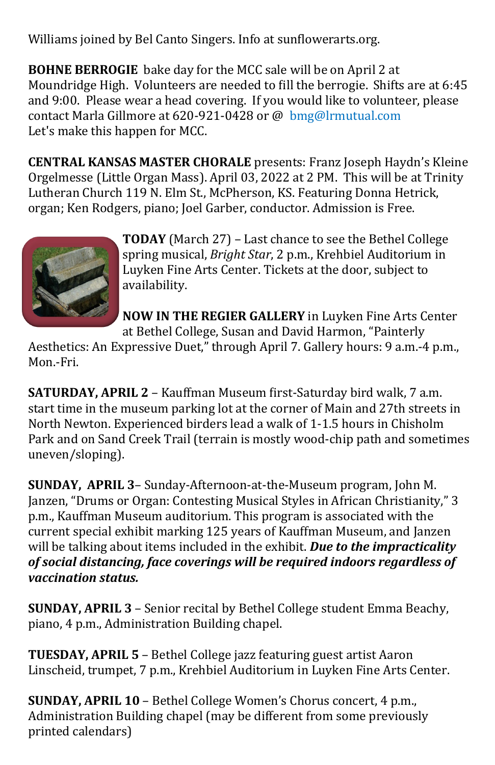Williams joined by Bel Canto Singers. Info at sunflowerarts.org.

**BOHNE BERROGIE** bake day for the MCC sale will be on April 2 at Moundridge High. Volunteers are needed to fill the berrogie. Shifts are at 6:45 and 9:00. Please wear a head covering. If you would like to volunteer, please contact Marla Gillmore at 620-921-0428 or @ bmg@lrmutual.com
Let's make this happen for MCC.

**CENTRAL KANSAS MASTER CHORALE** presents: Franz Joseph Haydn's Kleine Orgelmesse (Little Organ Mass). April 03, 2022 at 2 PM. This will be at Trinity Lutheran Church 119 N. Elm St., McPherson, KS. Featuring Donna Hetrick, organ; Ken Rodgers, piano; Joel Garber, conductor. Admission is Free.

**TODAY** (March 27) – Last chance to see the Bethel College spring musical, *Bright Star*, 2 p.m., Krehbiel Auditorium in Luyken Fine Arts Center. Tickets at the door, subject to availability.

**NOW IN THE REGIER GALLERY** in Luyken Fine Arts Center at Bethel College, Susan and David Harmon, "Painterly Aesthetics: An Expressive Duet," through April 7. Gallery hours: 9 a.m.-4 p.m., Mon.-Fri.

**SATURDAY, APRIL 2** – Kauffman Museum first-Saturday bird walk, 7 a.m. start time in the museum parking lot at the corner of Main and 27th streets in North Newton. Experienced birders lead a walk of 1-1.5 hours in Chisholm Park and on Sand Creek Trail (terrain is mostly wood-chip path and sometimes uneven/sloping).

**SUNDAY, APRIL 3**– Sunday-Afternoon-at-the-Museum program, John M. Janzen, "Drums or Organ: Contesting Musical Styles in African Christianity," 3 p.m., Kauffman Museum auditorium. This program is associated with the current special exhibit marking 125 years of Kauffman Museum, and Janzen will be talking about items included in the exhibit. ***Due to the impracticality of social distancing, face coverings will be required indoors regardless of vaccination status.***

**SUNDAY, APRIL 3** – Senior recital by Bethel College student Emma Beachy, piano, 4 p.m., Administration Building chapel.

**TUESDAY, APRIL 5** – Bethel College jazz featuring guest artist Aaron Linscheid, trumpet, 7 p.m., Krehbiel Auditorium in Luyken Fine Arts Center.

**SUNDAY, APRIL 10** – Bethel College Women's Chorus concert, 4 p.m., Administration Building chapel (may be different from some previously printed calendars)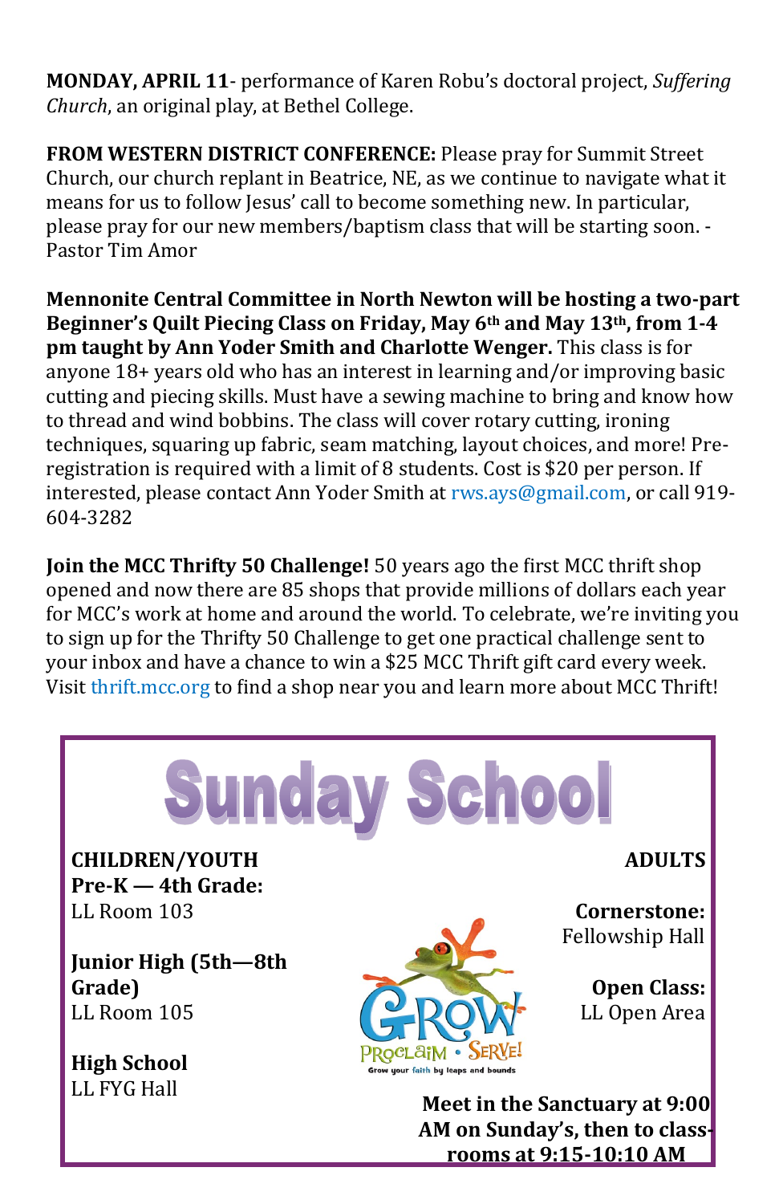**MONDAY, APRIL 11**- performance of Karen Robu's doctoral project, *Suffering Church*, an original play, at Bethel College.

**FROM WESTERN DISTRICT CONFERENCE:** Please pray for Summit Street Church, our church replant in Beatrice, NE, as we continue to navigate what it means for us to follow Jesus' call to become something new. In particular, please pray for our new members/baptism class that will be starting soon. -Pastor Tim Amor

**Mennonite Central Committee in North Newton will be hosting a two-part Beginner's Quilt Piecing Class on Friday, May 6th and May 13th, from 1-4 pm taught by Ann Yoder Smith and Charlotte Wenger.** This class is for anyone 18+ years old who has an interest in learning and/or improving basic cutting and piecing skills. Must have a sewing machine to bring and know how to thread and wind bobbins. The class will cover rotary cutting, ironing techniques, squaring up fabric, seam matching, layout choices, and more! Pre-registration is required with a limit of 8 students. Cost is $20 per person. If interested, please contact Ann Yoder Smith at rws.ays@gmail.com, or call 919-604-3282

**Join the MCC Thrifty 50 Challenge!** 50 years ago the first MCC thrift shop opened and now there are 85 shops that provide millions of dollars each year for MCC's work at home and around the world. To celebrate, we're inviting you to sign up for the Thrifty 50 Challenge to get one practical challenge sent to your inbox and have a chance to win a $25 MCC Thrift gift card every week. Visit thrift.mcc.org to find a shop near you and learn more about MCC Thrift!

# Sunday School

**CHILDREN/YOUTH**

**Pre-K — 4th Grade:**
LL Room 103

**Junior High (5th—8th Grade)**
LL Room 105

**High School**
LL FYG Hall

**ADULTS**

**Cornerstone:**
Fellowship Hall

**Open Class:**
LL Open Area

GROW
PROCLAIM • SERVE!
Grow your faith by leaps and bounds

**Meet in the Sanctuary at 9:00 AM on Sunday's, then to class-rooms at 9:15-10:10 AM**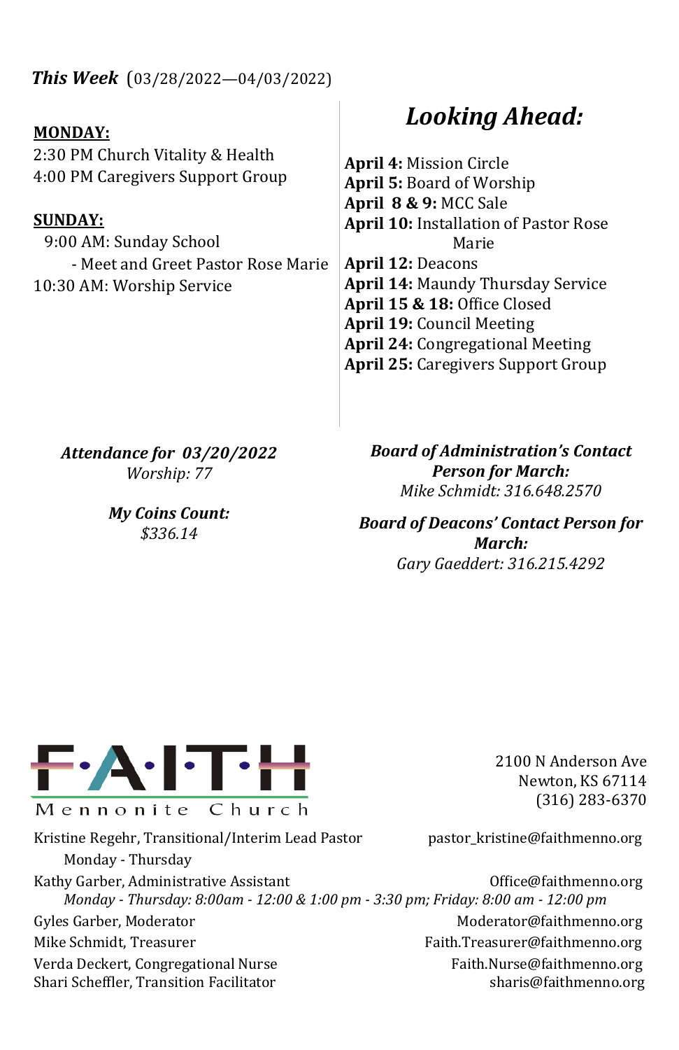***This Week*** (03/28/2022—04/03/2022)

**MONDAY:**
2:30 PM Church Vitality & Health
4:00 PM Caregivers Support Group

**SUNDAY:**
9:00 AM: Sunday School
- Meet and Greet Pastor Rose Marie

10:30 AM: Worship Service

## *Looking Ahead:*

**April 4:** Mission Circle
**April 5:** Board of Worship
**April 8 & 9:** MCC Sale
**April 10:** Installation of Pastor Rose Marie
**April 12:** Deacons
**April 14:** Maundy Thursday Service
**April 15 & 18:** Office Closed
**April 19:** Council Meeting
**April 24:** Congregational Meeting
**April 25:** Caregivers Support Group

***Attendance for 03/20/2022***
*Worship: 77*

***My Coins Count:***
*$336.14*

***Board of Administration's Contact Person for March:***
*Mike Schmidt: 316.648.2570*

***Board of Deacons' Contact Person for March:***
*Gary Gaeddert: 316.215.4292*

FAITH
Mennonite Church

2100 N Anderson Ave
Newton, KS 67114
(316) 283-6370

Kristine Regehr, Transitional/Interim Lead Pastor — pastor_kristine@faithmenno.org
Monday - Thursday
Kathy Garber, Administrative Assistant — Office@faithmenno.org
*Monday - Thursday: 8:00am - 12:00 & 1:00 pm - 3:30 pm; Friday: 8:00 am - 12:00 pm*
Gyles Garber, Moderator — Moderator@faithmenno.org
Mike Schmidt, Treasurer — Faith.Treasurer@faithmenno.org
Verda Deckert, Congregational Nurse — Faith.Nurse@faithmenno.org
Shari Scheffler, Transition Facilitator — sharis@faithmenno.org